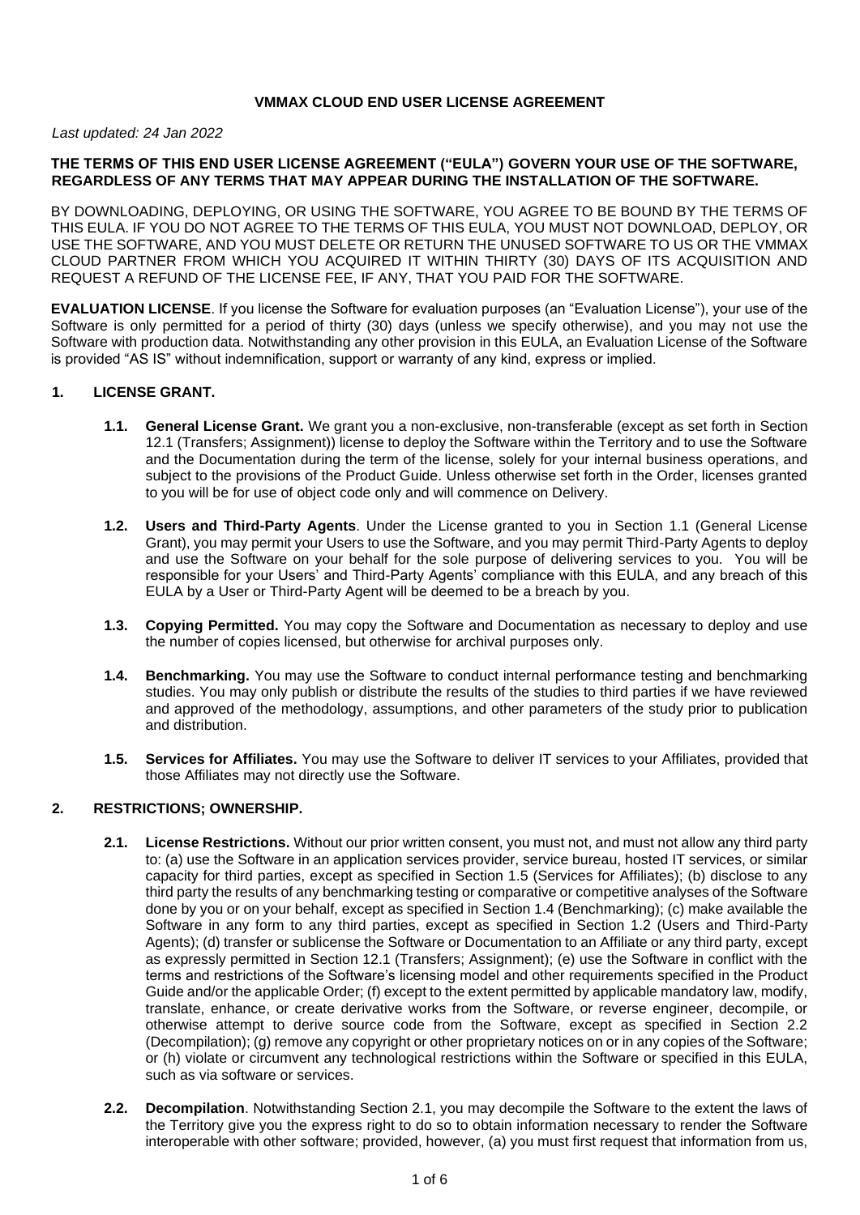# VMMAX CLOUD END USER LICENSE AGREEMENT

*Last updated: 24 Jan 2022*

**THE TERMS OF THIS END USER LICENSE AGREEMENT ("EULA") GOVERN YOUR USE OF THE SOFTWARE, REGARDLESS OF ANY TERMS THAT MAY APPEAR DURING THE INSTALLATION OF THE SOFTWARE.**

BY DOWNLOADING, DEPLOYING, OR USING THE SOFTWARE, YOU AGREE TO BE BOUND BY THE TERMS OF THIS EULA. IF YOU DO NOT AGREE TO THE TERMS OF THIS EULA, YOU MUST NOT DOWNLOAD, DEPLOY, OR USE THE SOFTWARE, AND YOU MUST DELETE OR RETURN THE UNUSED SOFTWARE TO US OR THE VMMAX CLOUD PARTNER FROM WHICH YOU ACQUIRED IT WITHIN THIRTY (30) DAYS OF ITS ACQUISITION AND REQUEST A REFUND OF THE LICENSE FEE, IF ANY, THAT YOU PAID FOR THE SOFTWARE.

**EVALUATION LICENSE**. If you license the Software for evaluation purposes (an "Evaluation License"), your use of the Software is only permitted for a period of thirty (30) days (unless we specify otherwise), and you may not use the Software with production data. Notwithstanding any other provision in this EULA, an Evaluation License of the Software is provided "AS IS" without indemnification, support or warranty of any kind, express or implied.

## 1. LICENSE GRANT.

**1.1. General License Grant.** We grant you a non-exclusive, non-transferable (except as set forth in Section 12.1 (Transfers; Assignment)) license to deploy the Software within the Territory and to use the Software and the Documentation during the term of the license, solely for your internal business operations, and subject to the provisions of the Product Guide. Unless otherwise set forth in the Order, licenses granted to you will be for use of object code only and will commence on Delivery.

**1.2. Users and Third-Party Agents**. Under the License granted to you in Section 1.1 (General License Grant), you may permit your Users to use the Software, and you may permit Third-Party Agents to deploy and use the Software on your behalf for the sole purpose of delivering services to you. You will be responsible for your Users' and Third-Party Agents' compliance with this EULA, and any breach of this EULA by a User or Third-Party Agent will be deemed to be a breach by you.

**1.3. Copying Permitted.** You may copy the Software and Documentation as necessary to deploy and use the number of copies licensed, but otherwise for archival purposes only.

**1.4. Benchmarking.** You may use the Software to conduct internal performance testing and benchmarking studies. You may only publish or distribute the results of the studies to third parties if we have reviewed and approved of the methodology, assumptions, and other parameters of the study prior to publication and distribution.

**1.5. Services for Affiliates.** You may use the Software to deliver IT services to your Affiliates, provided that those Affiliates may not directly use the Software.

## 2. RESTRICTIONS; OWNERSHIP.

**2.1. License Restrictions.** Without our prior written consent, you must not, and must not allow any third party to: (a) use the Software in an application services provider, service bureau, hosted IT services, or similar capacity for third parties, except as specified in Section 1.5 (Services for Affiliates); (b) disclose to any third party the results of any benchmarking testing or comparative or competitive analyses of the Software done by you or on your behalf, except as specified in Section 1.4 (Benchmarking); (c) make available the Software in any form to any third parties, except as specified in Section 1.2 (Users and Third-Party Agents); (d) transfer or sublicense the Software or Documentation to an Affiliate or any third party, except as expressly permitted in Section 12.1 (Transfers; Assignment); (e) use the Software in conflict with the terms and restrictions of the Software's licensing model and other requirements specified in the Product Guide and/or the applicable Order; (f) except to the extent permitted by applicable mandatory law, modify, translate, enhance, or create derivative works from the Software, or reverse engineer, decompile, or otherwise attempt to derive source code from the Software, except as specified in Section 2.2 (Decompilation); (g) remove any copyright or other proprietary notices on or in any copies of the Software; or (h) violate or circumvent any technological restrictions within the Software or specified in this EULA, such as via software or services.

**2.2. Decompilation**. Notwithstanding Section 2.1, you may decompile the Software to the extent the laws of the Territory give you the express right to do so to obtain information necessary to render the Software interoperable with other software; provided, however, (a) you must first request that information from us,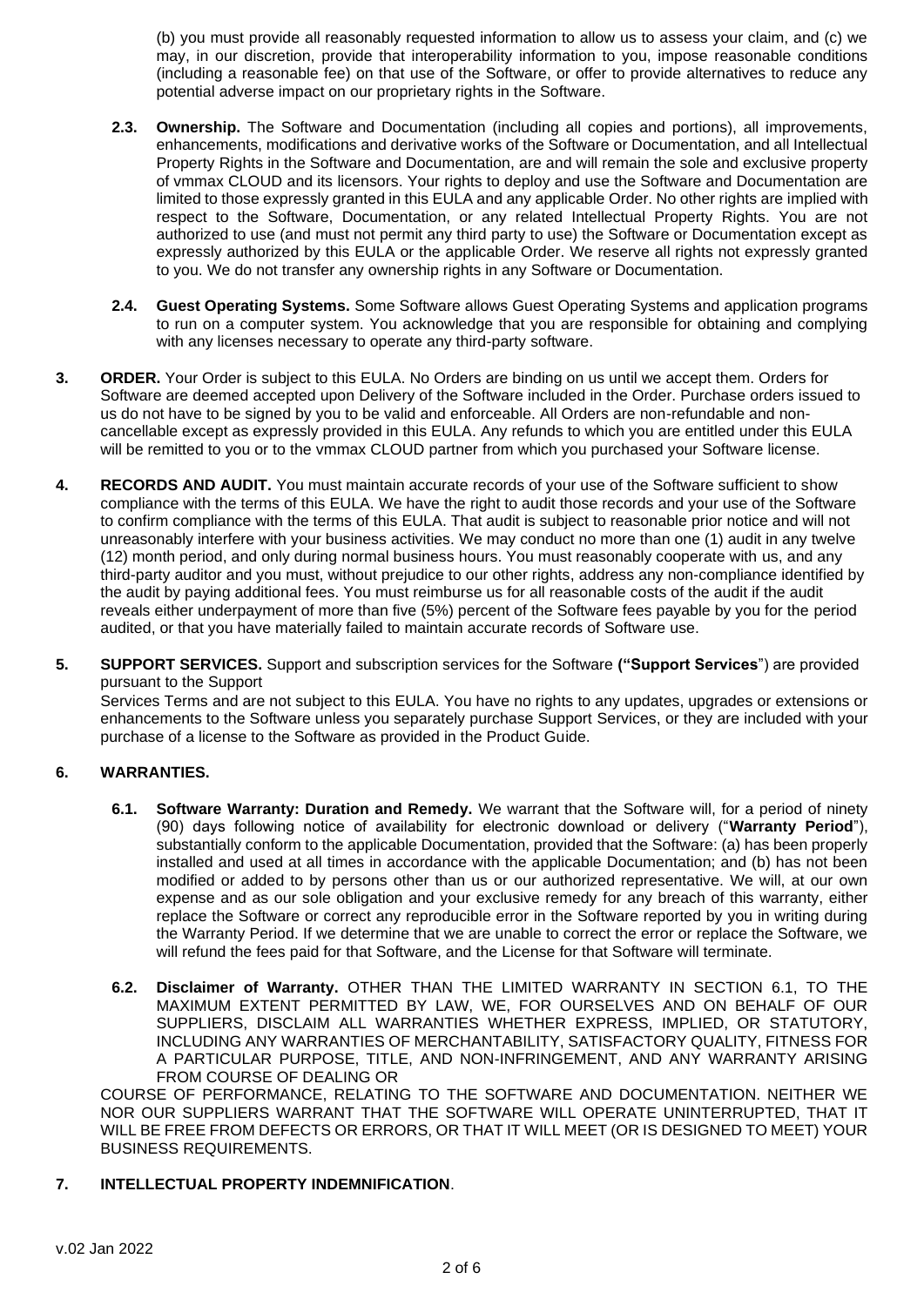(b) you must provide all reasonably requested information to allow us to assess your claim, and (c) we may, in our discretion, provide that interoperability information to you, impose reasonable conditions (including a reasonable fee) on that use of the Software, or offer to provide alternatives to reduce any potential adverse impact on our proprietary rights in the Software.

**2.3. Ownership.** The Software and Documentation (including all copies and portions), all improvements, enhancements, modifications and derivative works of the Software or Documentation, and all Intellectual Property Rights in the Software and Documentation, are and will remain the sole and exclusive property of vmmax CLOUD and its licensors. Your rights to deploy and use the Software and Documentation are limited to those expressly granted in this EULA and any applicable Order. No other rights are implied with respect to the Software, Documentation, or any related Intellectual Property Rights. You are not authorized to use (and must not permit any third party to use) the Software or Documentation except as expressly authorized by this EULA or the applicable Order. We reserve all rights not expressly granted to you. We do not transfer any ownership rights in any Software or Documentation.

**2.4. Guest Operating Systems.** Some Software allows Guest Operating Systems and application programs to run on a computer system. You acknowledge that you are responsible for obtaining and complying with any licenses necessary to operate any third-party software.

**3. ORDER.** Your Order is subject to this EULA. No Orders are binding on us until we accept them. Orders for Software are deemed accepted upon Delivery of the Software included in the Order. Purchase orders issued to us do not have to be signed by you to be valid and enforceable. All Orders are non-refundable and non-cancellable except as expressly provided in this EULA. Any refunds to which you are entitled under this EULA will be remitted to you or to the vmmax CLOUD partner from which you purchased your Software license.

**4. RECORDS AND AUDIT.** You must maintain accurate records of your use of the Software sufficient to show compliance with the terms of this EULA. We have the right to audit those records and your use of the Software to confirm compliance with the terms of this EULA. That audit is subject to reasonable prior notice and will not unreasonably interfere with your business activities. We may conduct no more than one (1) audit in any twelve (12) month period, and only during normal business hours. You must reasonably cooperate with us, and any third-party auditor and you must, without prejudice to our other rights, address any non-compliance identified by the audit by paying additional fees. You must reimburse us for all reasonable costs of the audit if the audit reveals either underpayment of more than five (5%) percent of the Software fees payable by you for the period audited, or that you have materially failed to maintain accurate records of Software use.

**5. SUPPORT SERVICES.** Support and subscription services for the Software **("Support Services**") are provided pursuant to the Support Services Terms and are not subject to this EULA. You have no rights to any updates, upgrades or extensions or enhancements to the Software unless you separately purchase Support Services, or they are included with your purchase of a license to the Software as provided in the Product Guide.

**6. WARRANTIES.**

**6.1. Software Warranty: Duration and Remedy.** We warrant that the Software will, for a period of ninety (90) days following notice of availability for electronic download or delivery ("**Warranty Period**"), substantially conform to the applicable Documentation, provided that the Software: (a) has been properly installed and used at all times in accordance with the applicable Documentation; and (b) has not been modified or added to by persons other than us or our authorized representative. We will, at our own expense and as our sole obligation and your exclusive remedy for any breach of this warranty, either replace the Software or correct any reproducible error in the Software reported by you in writing during the Warranty Period. If we determine that we are unable to correct the error or replace the Software, we will refund the fees paid for that Software, and the License for that Software will terminate.

**6.2. Disclaimer of Warranty.** OTHER THAN THE LIMITED WARRANTY IN SECTION 6.1, TO THE MAXIMUM EXTENT PERMITTED BY LAW, WE, FOR OURSELVES AND ON BEHALF OF OUR SUPPLIERS, DISCLAIM ALL WARRANTIES WHETHER EXPRESS, IMPLIED, OR STATUTORY, INCLUDING ANY WARRANTIES OF MERCHANTABILITY, SATISFACTORY QUALITY, FITNESS FOR A PARTICULAR PURPOSE, TITLE, AND NON-INFRINGEMENT, AND ANY WARRANTY ARISING FROM COURSE OF DEALING OR COURSE OF PERFORMANCE, RELATING TO THE SOFTWARE AND DOCUMENTATION. NEITHER WE NOR OUR SUPPLIERS WARRANT THAT THE SOFTWARE WILL OPERATE UNINTERRUPTED, THAT IT WILL BE FREE FROM DEFECTS OR ERRORS, OR THAT IT WILL MEET (OR IS DESIGNED TO MEET) YOUR BUSINESS REQUIREMENTS.

**7. INTELLECTUAL PROPERTY INDEMNIFICATION**.

v.02 Jan 2022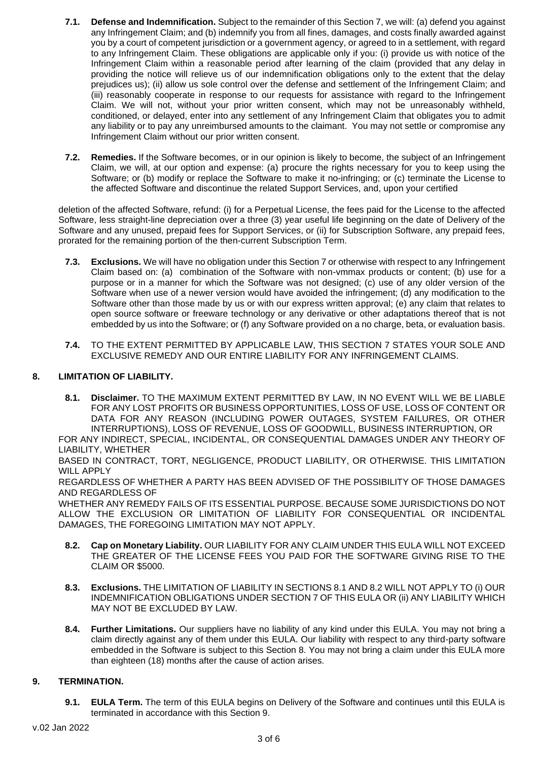**7.1. Defense and Indemnification.** Subject to the remainder of this Section 7, we will: (a) defend you against any Infringement Claim; and (b) indemnify you from all fines, damages, and costs finally awarded against you by a court of competent jurisdiction or a government agency, or agreed to in a settlement, with regard to any Infringement Claim. These obligations are applicable only if you: (i) provide us with notice of the Infringement Claim within a reasonable period after learning of the claim (provided that any delay in providing the notice will relieve us of our indemnification obligations only to the extent that the delay prejudices us); (ii) allow us sole control over the defense and settlement of the Infringement Claim; and (iii) reasonably cooperate in response to our requests for assistance with regard to the Infringement Claim. We will not, without your prior written consent, which may not be unreasonably withheld, conditioned, or delayed, enter into any settlement of any Infringement Claim that obligates you to admit any liability or to pay any unreimbursed amounts to the claimant. You may not settle or compromise any Infringement Claim without our prior written consent.

**7.2. Remedies.** If the Software becomes, or in our opinion is likely to become, the subject of an Infringement Claim, we will, at our option and expense: (a) procure the rights necessary for you to keep using the Software; or (b) modify or replace the Software to make it no-infringing; or (c) terminate the License to the affected Software and discontinue the related Support Services, and, upon your certified deletion of the affected Software, refund: (i) for a Perpetual License, the fees paid for the License to the affected Software, less straight-line depreciation over a three (3) year useful life beginning on the date of Delivery of the Software and any unused, prepaid fees for Support Services, or (ii) for Subscription Software, any prepaid fees, prorated for the remaining portion of the then-current Subscription Term.

**7.3. Exclusions.** We will have no obligation under this Section 7 or otherwise with respect to any Infringement Claim based on: (a) combination of the Software with non-vmmax products or content; (b) use for a purpose or in a manner for which the Software was not designed; (c) use of any older version of the Software when use of a newer version would have avoided the infringement; (d) any modification to the Software other than those made by us or with our express written approval; (e) any claim that relates to open source software or freeware technology or any derivative or other adaptations thereof that is not embedded by us into the Software; or (f) any Software provided on a no charge, beta, or evaluation basis.

**7.4.** TO THE EXTENT PERMITTED BY APPLICABLE LAW, THIS SECTION 7 STATES YOUR SOLE AND EXCLUSIVE REMEDY AND OUR ENTIRE LIABILITY FOR ANY INFRINGEMENT CLAIMS.

## 8. LIMITATION OF LIABILITY.

**8.1. Disclaimer.** TO THE MAXIMUM EXTENT PERMITTED BY LAW, IN NO EVENT WILL WE BE LIABLE FOR ANY LOST PROFITS OR BUSINESS OPPORTUNITIES, LOSS OF USE, LOSS OF CONTENT OR DATA FOR ANY REASON (INCLUDING POWER OUTAGES, SYSTEM FAILURES, OR OTHER INTERRUPTIONS), LOSS OF REVENUE, LOSS OF GOODWILL, BUSINESS INTERRUPTION, OR FOR ANY INDIRECT, SPECIAL, INCIDENTAL, OR CONSEQUENTIAL DAMAGES UNDER ANY THEORY OF LIABILITY, WHETHER BASED IN CONTRACT, TORT, NEGLIGENCE, PRODUCT LIABILITY, OR OTHERWISE. THIS LIMITATION WILL APPLY REGARDLESS OF WHETHER A PARTY HAS BEEN ADVISED OF THE POSSIBILITY OF THOSE DAMAGES AND REGARDLESS OF WHETHER ANY REMEDY FAILS OF ITS ESSENTIAL PURPOSE. BECAUSE SOME JURISDICTIONS DO NOT ALLOW THE EXCLUSION OR LIMITATION OF LIABILITY FOR CONSEQUENTIAL OR INCIDENTAL DAMAGES, THE FOREGOING LIMITATION MAY NOT APPLY.

**8.2. Cap on Monetary Liability.** OUR LIABILITY FOR ANY CLAIM UNDER THIS EULA WILL NOT EXCEED THE GREATER OF THE LICENSE FEES YOU PAID FOR THE SOFTWARE GIVING RISE TO THE CLAIM OR $5000.

**8.3. Exclusions.** THE LIMITATION OF LIABILITY IN SECTIONS 8.1 AND 8.2 WILL NOT APPLY TO (i) OUR INDEMNIFICATION OBLIGATIONS UNDER SECTION 7 OF THIS EULA OR (ii) ANY LIABILITY WHICH MAY NOT BE EXCLUDED BY LAW.

**8.4. Further Limitations.** Our suppliers have no liability of any kind under this EULA. You may not bring a claim directly against any of them under this EULA. Our liability with respect to any third-party software embedded in the Software is subject to this Section 8. You may not bring a claim under this EULA more than eighteen (18) months after the cause of action arises.

## 9. TERMINATION.

**9.1. EULA Term.** The term of this EULA begins on Delivery of the Software and continues until this EULA is terminated in accordance with this Section 9.

v.02 Jan 2022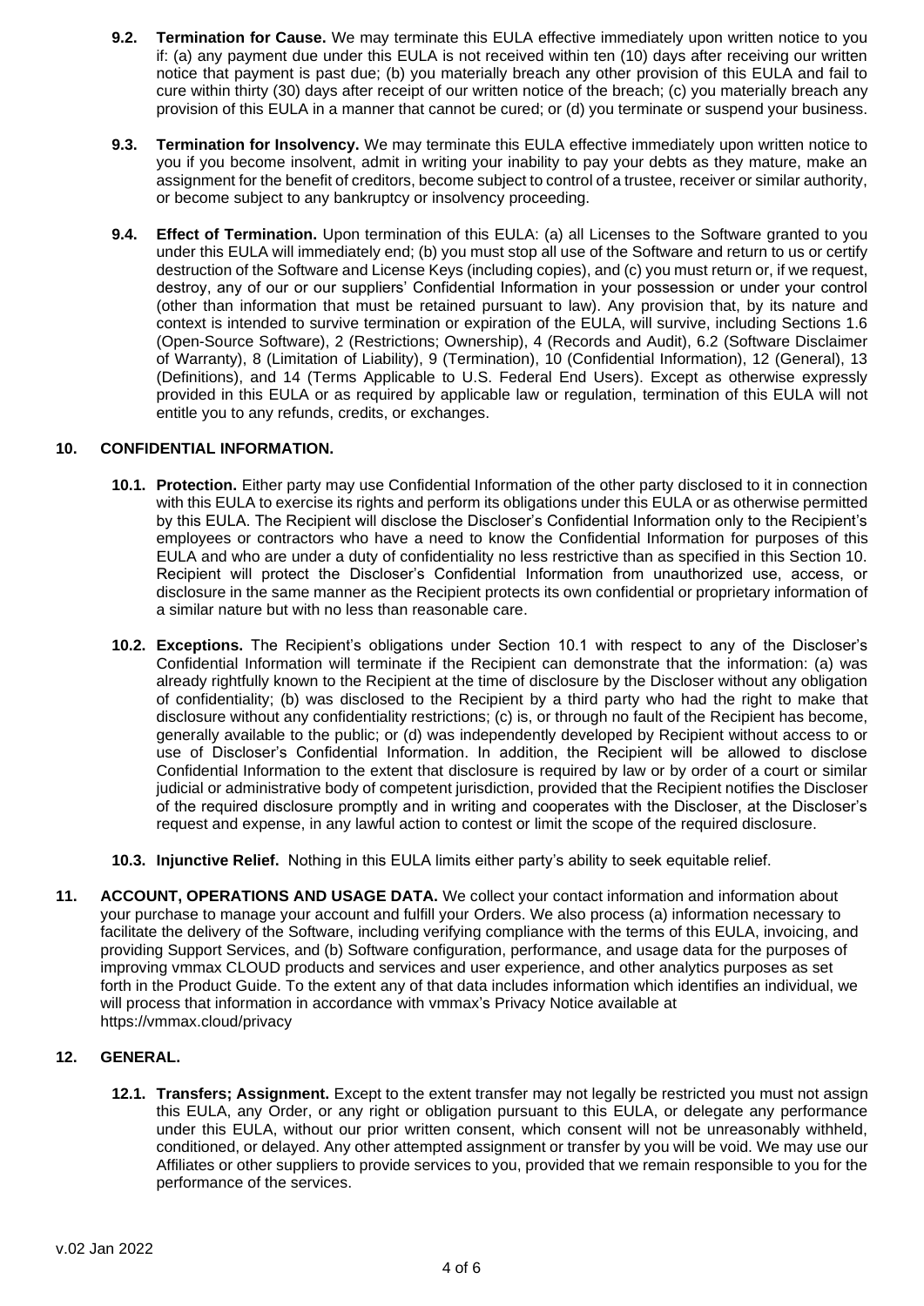**9.2. Termination for Cause.** We may terminate this EULA effective immediately upon written notice to you if: (a) any payment due under this EULA is not received within ten (10) days after receiving our written notice that payment is past due; (b) you materially breach any other provision of this EULA and fail to cure within thirty (30) days after receipt of our written notice of the breach; (c) you materially breach any provision of this EULA in a manner that cannot be cured; or (d) you terminate or suspend your business.

**9.3. Termination for Insolvency.** We may terminate this EULA effective immediately upon written notice to you if you become insolvent, admit in writing your inability to pay your debts as they mature, make an assignment for the benefit of creditors, become subject to control of a trustee, receiver or similar authority, or become subject to any bankruptcy or insolvency proceeding.

**9.4. Effect of Termination.** Upon termination of this EULA: (a) all Licenses to the Software granted to you under this EULA will immediately end; (b) you must stop all use of the Software and return to us or certify destruction of the Software and License Keys (including copies), and (c) you must return or, if we request, destroy, any of our or our suppliers' Confidential Information in your possession or under your control (other than information that must be retained pursuant to law). Any provision that, by its nature and context is intended to survive termination or expiration of the EULA, will survive, including Sections 1.6 (Open-Source Software), 2 (Restrictions; Ownership), 4 (Records and Audit), 6.2 (Software Disclaimer of Warranty), 8 (Limitation of Liability), 9 (Termination), 10 (Confidential Information), 12 (General), 13 (Definitions), and 14 (Terms Applicable to U.S. Federal End Users). Except as otherwise expressly provided in this EULA or as required by applicable law or regulation, termination of this EULA will not entitle you to any refunds, credits, or exchanges.

## 10. CONFIDENTIAL INFORMATION.

**10.1. Protection.** Either party may use Confidential Information of the other party disclosed to it in connection with this EULA to exercise its rights and perform its obligations under this EULA or as otherwise permitted by this EULA. The Recipient will disclose the Discloser's Confidential Information only to the Recipient's employees or contractors who have a need to know the Confidential Information for purposes of this EULA and who are under a duty of confidentiality no less restrictive than as specified in this Section 10. Recipient will protect the Discloser's Confidential Information from unauthorized use, access, or disclosure in the same manner as the Recipient protects its own confidential or proprietary information of a similar nature but with no less than reasonable care.

**10.2. Exceptions.** The Recipient's obligations under Section 10.1 with respect to any of the Discloser's Confidential Information will terminate if the Recipient can demonstrate that the information: (a) was already rightfully known to the Recipient at the time of disclosure by the Discloser without any obligation of confidentiality; (b) was disclosed to the Recipient by a third party who had the right to make that disclosure without any confidentiality restrictions; (c) is, or through no fault of the Recipient has become, generally available to the public; or (d) was independently developed by Recipient without access to or use of Discloser's Confidential Information. In addition, the Recipient will be allowed to disclose Confidential Information to the extent that disclosure is required by law or by order of a court or similar judicial or administrative body of competent jurisdiction, provided that the Recipient notifies the Discloser of the required disclosure promptly and in writing and cooperates with the Discloser, at the Discloser's request and expense, in any lawful action to contest or limit the scope of the required disclosure.

**10.3. Injunctive Relief.** Nothing in this EULA limits either party's ability to seek equitable relief.

## 11. ACCOUNT, OPERATIONS AND USAGE DATA.

We collect your contact information and information about your purchase to manage your account and fulfill your Orders. We also process (a) information necessary to facilitate the delivery of the Software, including verifying compliance with the terms of this EULA, invoicing, and providing Support Services, and (b) Software configuration, performance, and usage data for the purposes of improving vmmax CLOUD products and services and user experience, and other analytics purposes as set forth in the Product Guide. To the extent any of that data includes information which identifies an individual, we will process that information in accordance with vmmax's Privacy Notice available at https://vmmax.cloud/privacy

## 12. GENERAL.

**12.1. Transfers; Assignment.** Except to the extent transfer may not legally be restricted you must not assign this EULA, any Order, or any right or obligation pursuant to this EULA, or delegate any performance under this EULA, without our prior written consent, which consent will not be unreasonably withheld, conditioned, or delayed. Any other attempted assignment or transfer by you will be void. We may use our Affiliates or other suppliers to provide services to you, provided that we remain responsible to you for the performance of the services.

v.02 Jan 2022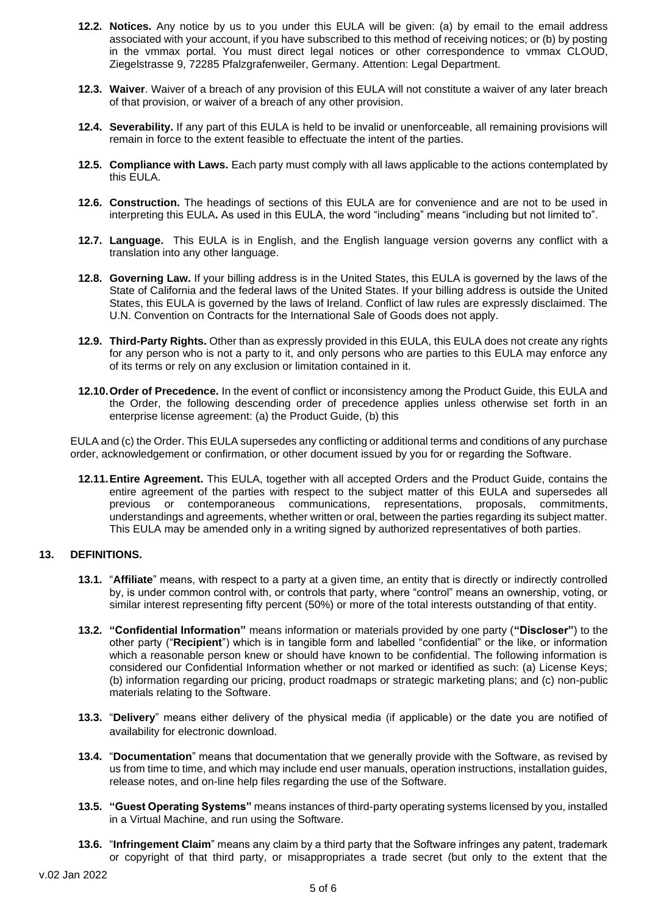**12.2. Notices.** Any notice by us to you under this EULA will be given: (a) by email to the email address associated with your account, if you have subscribed to this method of receiving notices; or (b) by posting in the vmmax portal. You must direct legal notices or other correspondence to vmmax CLOUD, Ziegelstrasse 9, 72285 Pfalzgrafenweiler, Germany. Attention: Legal Department.

**12.3. Waiver**. Waiver of a breach of any provision of this EULA will not constitute a waiver of any later breach of that provision, or waiver of a breach of any other provision.

**12.4. Severability.** If any part of this EULA is held to be invalid or unenforceable, all remaining provisions will remain in force to the extent feasible to effectuate the intent of the parties.

**12.5. Compliance with Laws.** Each party must comply with all laws applicable to the actions contemplated by this EULA.

**12.6. Construction.** The headings of sections of this EULA are for convenience and are not to be used in interpreting this EULA**.** As used in this EULA, the word "including" means "including but not limited to".

**12.7. Language.** This EULA is in English, and the English language version governs any conflict with a translation into any other language.

**12.8. Governing Law.** If your billing address is in the United States, this EULA is governed by the laws of the State of California and the federal laws of the United States. If your billing address is outside the United States, this EULA is governed by the laws of Ireland. Conflict of law rules are expressly disclaimed. The U.N. Convention on Contracts for the International Sale of Goods does not apply.

**12.9. Third-Party Rights.** Other than as expressly provided in this EULA, this EULA does not create any rights for any person who is not a party to it, and only persons who are parties to this EULA may enforce any of its terms or rely on any exclusion or limitation contained in it.

**12.10. Order of Precedence.** In the event of conflict or inconsistency among the Product Guide, this EULA and the Order, the following descending order of precedence applies unless otherwise set forth in an enterprise license agreement: (a) the Product Guide, (b) this EULA and (c) the Order. This EULA supersedes any conflicting or additional terms and conditions of any purchase order, acknowledgement or confirmation, or other document issued by you for or regarding the Software.

**12.11. Entire Agreement.** This EULA, together with all accepted Orders and the Product Guide, contains the entire agreement of the parties with respect to the subject matter of this EULA and supersedes all previous or contemporaneous communications, representations, proposals, commitments, understandings and agreements, whether written or oral, between the parties regarding its subject matter. This EULA may be amended only in a writing signed by authorized representatives of both parties.

## 13. DEFINITIONS.

**13.1.** "**Affiliate**" means, with respect to a party at a given time, an entity that is directly or indirectly controlled by, is under common control with, or controls that party, where "control" means an ownership, voting, or similar interest representing fifty percent (50%) or more of the total interests outstanding of that entity.

**13.2. "Confidential Information"** means information or materials provided by one party (**"Discloser"**) to the other party ("**Recipient**") which is in tangible form and labelled "confidential" or the like, or information which a reasonable person knew or should have known to be confidential. The following information is considered our Confidential Information whether or not marked or identified as such: (a) License Keys; (b) information regarding our pricing, product roadmaps or strategic marketing plans; and (c) non-public materials relating to the Software.

**13.3.** "**Delivery**" means either delivery of the physical media (if applicable) or the date you are notified of availability for electronic download.

**13.4.** "**Documentation**" means that documentation that we generally provide with the Software, as revised by us from time to time, and which may include end user manuals, operation instructions, installation guides, release notes, and on-line help files regarding the use of the Software.

**13.5. "Guest Operating Systems"** means instances of third-party operating systems licensed by you, installed in a Virtual Machine, and run using the Software.

**13.6.** "**Infringement Claim**" means any claim by a third party that the Software infringes any patent, trademark or copyright of that third party, or misappropriates a trade secret (but only to the extent that the

v.02 Jan 2022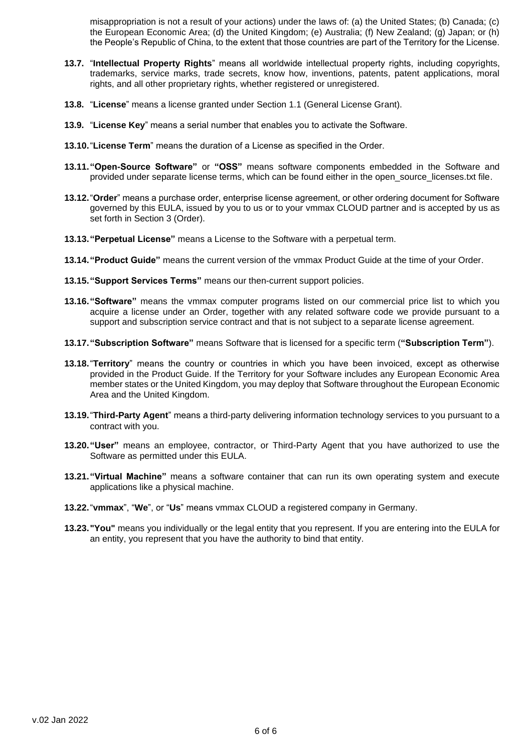misappropriation is not a result of your actions) under the laws of: (a) the United States; (b) Canada; (c) the European Economic Area; (d) the United Kingdom; (e) Australia; (f) New Zealand; (g) Japan; or (h) the People's Republic of China, to the extent that those countries are part of the Territory for the License.

**13.7.** "**Intellectual Property Rights**" means all worldwide intellectual property rights, including copyrights, trademarks, service marks, trade secrets, know how, inventions, patents, patent applications, moral rights, and all other proprietary rights, whether registered or unregistered.

**13.8.** "**License**" means a license granted under Section 1.1 (General License Grant).

**13.9.** "**License Key**" means a serial number that enables you to activate the Software.

**13.10.** "**License Term**" means the duration of a License as specified in the Order.

**13.11.** **"Open-Source Software"** or **"OSS"** means software components embedded in the Software and provided under separate license terms, which can be found either in the open_source_licenses.txt file.

**13.12.** "**Order**" means a purchase order, enterprise license agreement, or other ordering document for Software governed by this EULA, issued by you to us or to your vmmax CLOUD partner and is accepted by us as set forth in Section 3 (Order).

**13.13.** **"Perpetual License"** means a License to the Software with a perpetual term.

**13.14.** **"Product Guide"** means the current version of the vmmax Product Guide at the time of your Order.

**13.15.** **"Support Services Terms"** means our then-current support policies.

**13.16.** **"Software"** means the vmmax computer programs listed on our commercial price list to which you acquire a license under an Order, together with any related software code we provide pursuant to a support and subscription service contract and that is not subject to a separate license agreement.

**13.17.** **"Subscription Software"** means Software that is licensed for a specific term (**"Subscription Term"**).

**13.18.** "**Territory**" means the country or countries in which you have been invoiced, except as otherwise provided in the Product Guide. If the Territory for your Software includes any European Economic Area member states or the United Kingdom, you may deploy that Software throughout the European Economic Area and the United Kingdom.

**13.19.** "**Third-Party Agent**" means a third-party delivering information technology services to you pursuant to a contract with you.

**13.20.** **"User"** means an employee, contractor, or Third-Party Agent that you have authorized to use the Software as permitted under this EULA.

**13.21.** **"Virtual Machine"** means a software container that can run its own operating system and execute applications like a physical machine.

**13.22.** "**vmmax**", "**We**", or "**Us**" means vmmax CLOUD a registered company in Germany.

**13.23.** **"You"** means you individually or the legal entity that you represent. If you are entering into the EULA for an entity, you represent that you have the authority to bind that entity.

v.02 Jan 2022